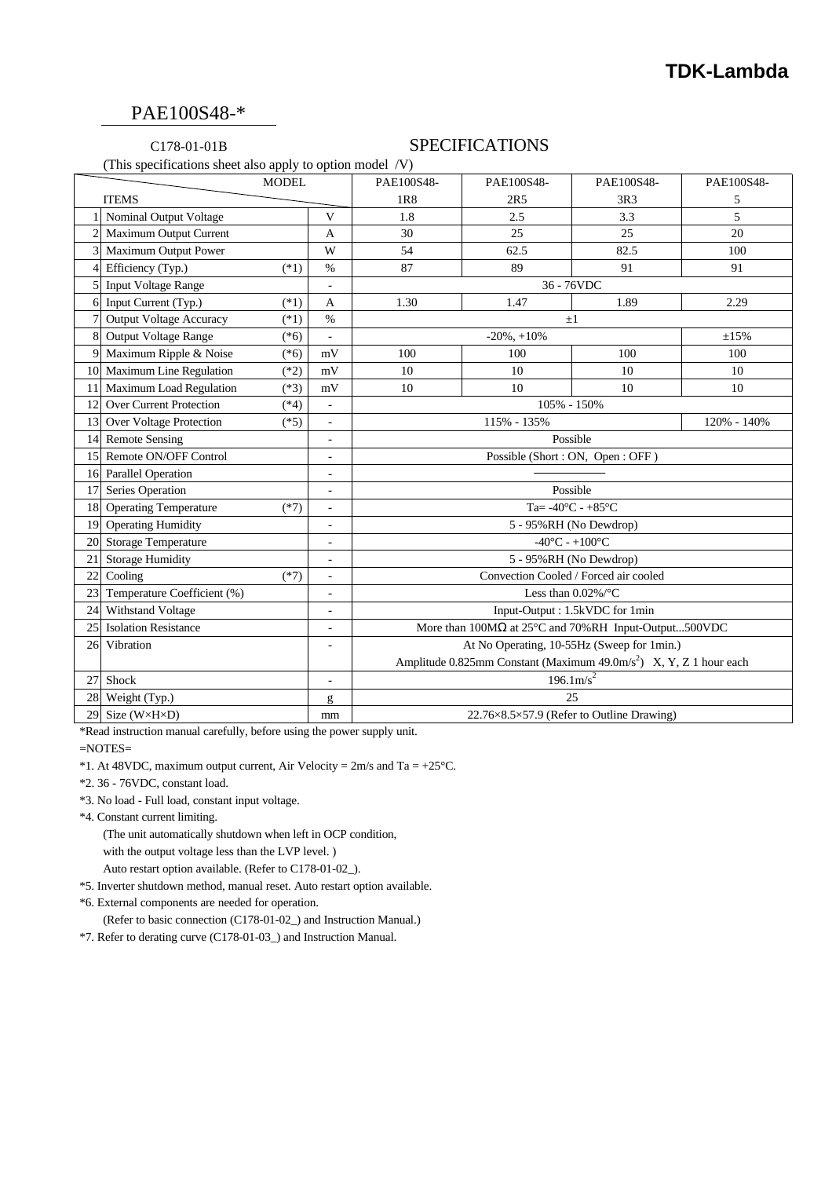**TDK-Lambda**

# PAE100S48-*

C178-01-01B

## SPECIFICATIONS

(This specifications sheet also apply to option model /V)

| | ITEMS \ MODEL | | | PAE100S48-1R8 | PAE100S48-2R5 | PAE100S48-3R3 | PAE100S48-5 |
|---|---|---|---|---|---|---|---|
| 1 | Nominal Output Voltage | | V | 1.8 | 2.5 | 3.3 | 5 |
| 2 | Maximum Output Current | | A | 30 | 25 | 25 | 20 |
| 3 | Maximum Output Power | | W | 54 | 62.5 | 82.5 | 100 |
| 4 | Efficiency (Typ.) | (*1) | % | 87 | 89 | 91 | 91 |
| 5 | Input Voltage Range | | - | 36 - 76VDC | | | |
| 6 | Input Current (Typ.) | (*1) | A | 1.30 | 1.47 | 1.89 | 2.29 |
| 7 | Output Voltage Accuracy | (*1) | % | ±1 | | | |
| 8 | Output Voltage Range | (*6) | - | -20%, +10% | | | ±15% |
| 9 | Maximum Ripple & Noise | (*6) | mV | 100 | 100 | 100 | 100 |
| 10 | Maximum Line Regulation | (*2) | mV | 10 | 10 | 10 | 10 |
| 11 | Maximum Load Regulation | (*3) | mV | 10 | 10 | 10 | 10 |
| 12 | Over Current Protection | (*4) | - | 105% - 150% | | | |
| 13 | Over Voltage Protection | (*5) | - | 115% - 135% | | | 120% - 140% |
| 14 | Remote Sensing | | - | Possible | | | |
| 15 | Remote ON/OFF Control | | - | Possible (Short : ON, Open : OFF ) | | | |
| 16 | Parallel Operation | | - | ———— | | | |
| 17 | Series Operation | | - | Possible | | | |
| 18 | Operating Temperature | (*7) | - | Ta= -40°C - +85°C | | | |
| 19 | Operating Humidity | | - | 5 - 95%RH (No Dewdrop) | | | |
| 20 | Storage Temperature | | - | -40°C - +100°C | | | |
| 21 | Storage Humidity | | - | 5 - 95%RH (No Dewdrop) | | | |
| 22 | Cooling | (*7) | - | Convection Cooled / Forced air cooled | | | |
| 23 | Temperature Coefficient (%) | | - | Less than 0.02%/°C | | | |
| 24 | Withstand Voltage | | - | Input-Output : 1.5kVDC for 1min | | | |
| 25 | Isolation Resistance | | - | More than 100MΩ at 25°C and 70%RH Input-Output...500VDC | | | |
| 26 | Vibration | | - | At No Operating, 10-55Hz (Sweep for 1min.) Amplitude 0.825mm Constant (Maximum 49.0m/s$^2$) X, Y, Z 1 hour each | | | |
| 27 | Shock | | - | 196.1m/s$^2$ | | | |
| 28 | Weight (Typ.) | | g | 25 | | | |
| 29 | Size (W×H×D) | | mm | 22.76×8.5×57.9 (Refer to Outline Drawing) | | | |

*Read instruction manual carefully, before using the power supply unit.

=NOTES=

*1. At 48VDC, maximum output current, Air Velocity = 2m/s and Ta = +25°C.

*2. 36 - 76VDC, constant load.

*3. No load - Full load, constant input voltage.

*4. Constant current limiting.
(The unit automatically shutdown when left in OCP condition,
with the output voltage less than the LVP level. )
Auto restart option available. (Refer to C178-01-02_).

*5. Inverter shutdown method, manual reset. Auto restart option available.

*6. External components are needed for operation.
(Refer to basic connection (C178-01-02_) and Instruction Manual.)

*7. Refer to derating curve (C178-01-03_) and Instruction Manual.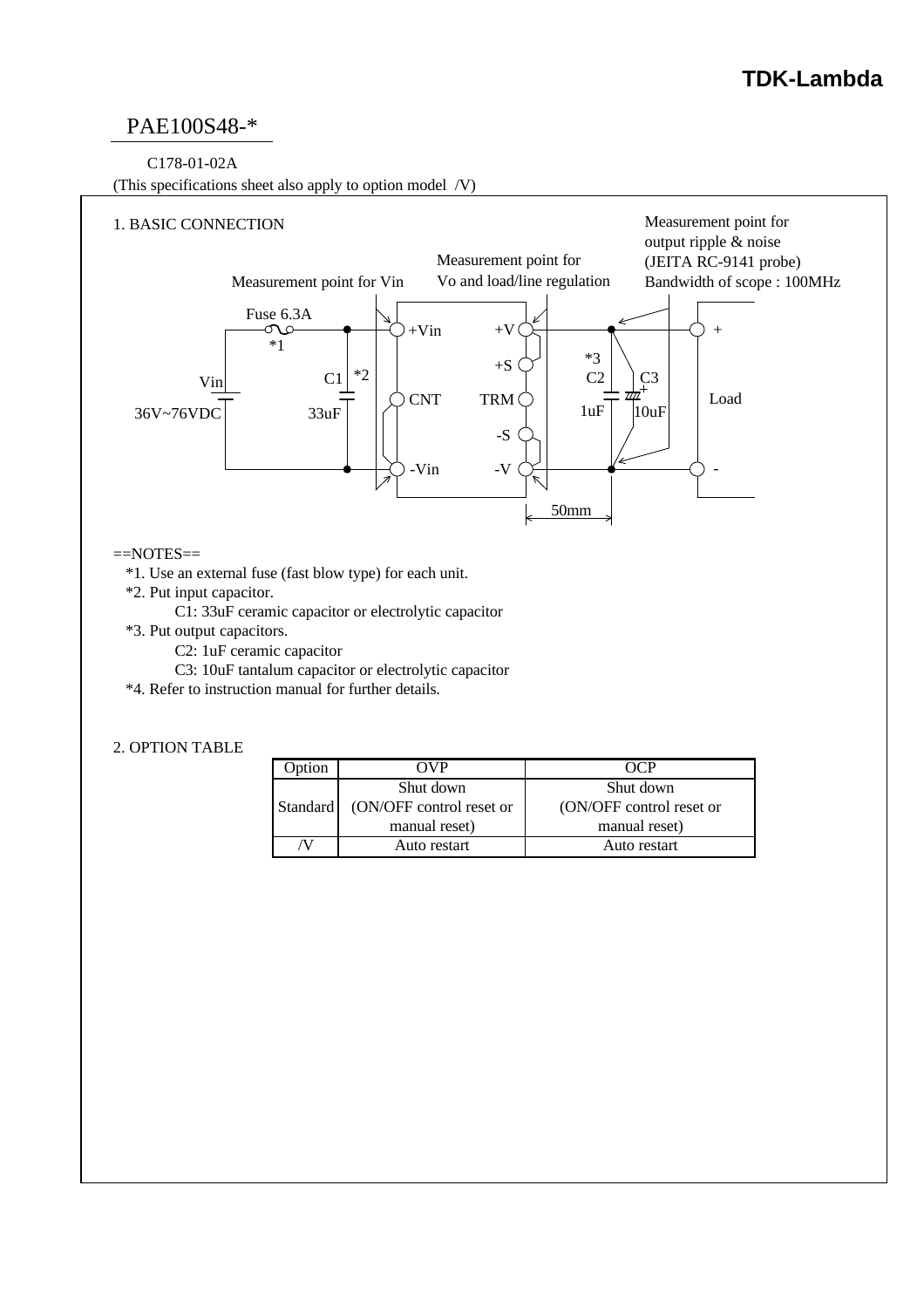# PAE100S48-*

C178-01-02A

(This specifications sheet also apply to option model /V)

## 1. BASIC CONNECTION

Measurement point for Vin

Measurement point for Vo and load/line regulation

Measurement point for output ripple & noise (JEITA RC-9141 probe) Bandwidth of scope : 100MHz

Fuse 6.3A *1

Vin 36V~76VDC

C1 *2 33uF

+Vin, CNT, -Vin

+V, +S, TRM, -S, -V

*3 C2 1uF

C3 10uF

Load + -

50mm

==NOTES==

*1. Use an external fuse (fast blow type) for each unit.

*2. Put input capacitor.

C1: 33uF ceramic capacitor or electrolytic capacitor

*3. Put output capacitors.

C2: 1uF ceramic capacitor

C3: 10uF tantalum capacitor or electrolytic capacitor

*4. Refer to instruction manual for further details.

## 2. OPTION TABLE

| Option | OVP | OCP |
|---|---|---|
| Standard | Shut down (ON/OFF control reset or manual reset) | Shut down (ON/OFF control reset or manual reset) |
| /V | Auto restart | Auto restart |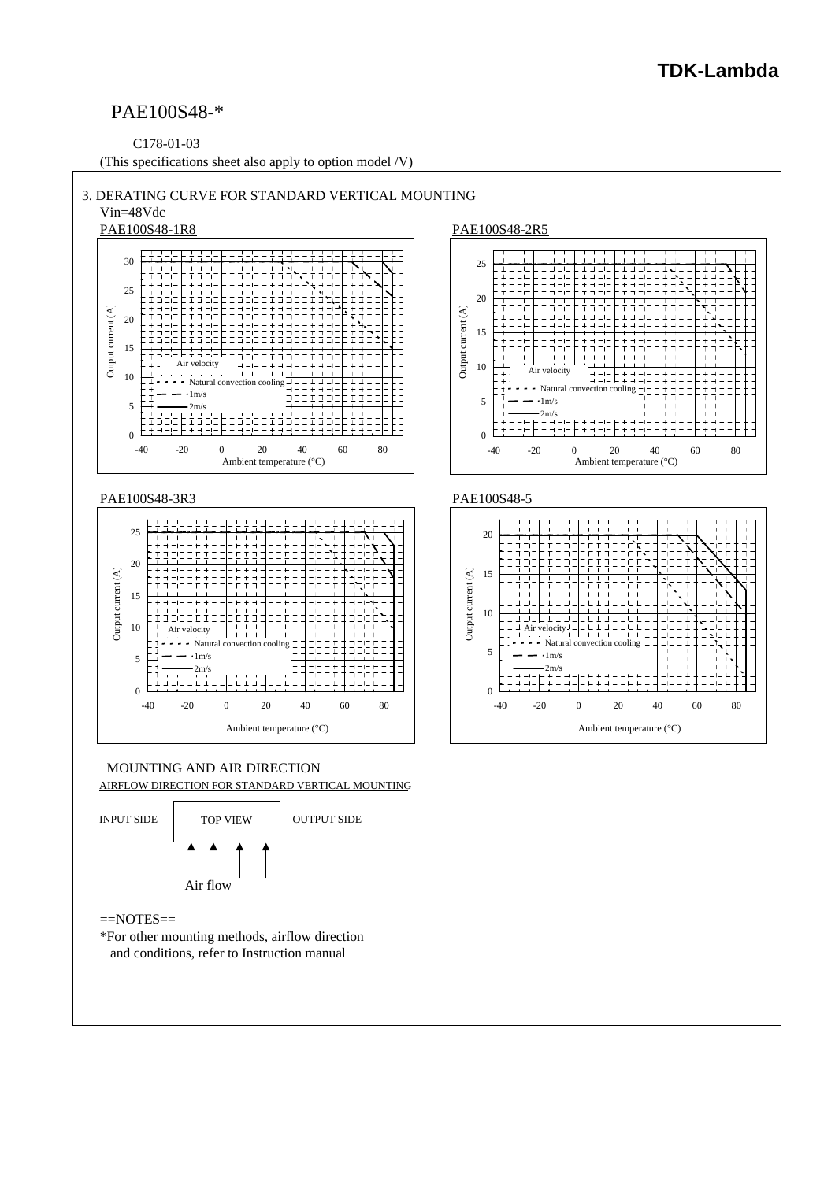**TDK-Lambda**

PAE100S48-*

C178-01-03

(This specifications sheet also apply to option model /V)

3. DERATING CURVE FOR STANDARD VERTICAL MOUNTING

Vin=48Vdc

PAE100S48-1R8

Output current (A)

30
25
20
15
10
5
0

Air velocity
Natural convection cooling
1m/s
2m/s

-40 -20 0 20 40 60 80

Ambient temperature (°C)

PAE100S48-2R5

Output current (A)

25
20
15
10
5
0

Air velocity
Natural convection cooling
1m/s
2m/s

-40 -20 0 20 40 60 80

Ambient temperature (°C)

PAE100S48-3R3

Output current (A)

25
20
15
10
5
0

Air velocity
Natural convection cooling
1m/s
2m/s

-40 -20 0 20 40 60 80

Ambient temperature (°C)

PAE100S48-5

Output current (A)

20
15
10
5
0

Air velocity
Natural convection cooling
1m/s
2m/s

-40 -20 0 20 40 60 80

Ambient temperature (°C)

MOUNTING AND AIR DIRECTION

AIRFLOW DIRECTION FOR STANDARD VERTICAL MOUNTING

INPUT SIDE

TOP VIEW

OUTPUT SIDE

Air flow

==NOTES==

*For other mounting methods, airflow direction and conditions, refer to Instruction manual